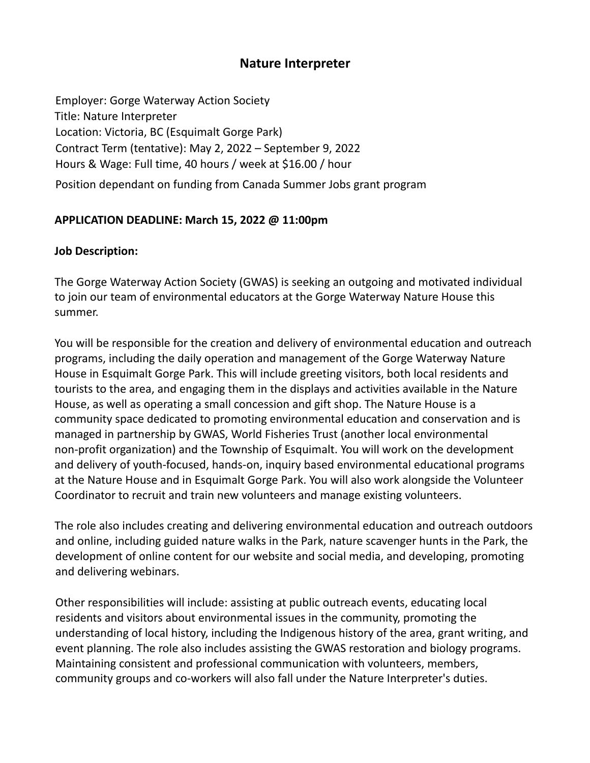# Nature Interpreter

Employer: Gorge Waterway Action Society
Title: Nature Interpreter
Location: Victoria, BC (Esquimalt Gorge Park)
Contract Term (tentative): May 2, 2022 – September 9, 2022
Hours & Wage: Full time, 40 hours / week at $16.00 / hour
Position dependant on funding from Canada Summer Jobs grant program

**APPLICATION DEADLINE: March 15, 2022 @ 11:00pm**

**Job Description:**

The Gorge Waterway Action Society (GWAS) is seeking an outgoing and motivated individual to join our team of environmental educators at the Gorge Waterway Nature House this summer.

You will be responsible for the creation and delivery of environmental education and outreach programs, including the daily operation and management of the Gorge Waterway Nature House in Esquimalt Gorge Park. This will include greeting visitors, both local residents and tourists to the area, and engaging them in the displays and activities available in the Nature House, as well as operating a small concession and gift shop. The Nature House is a community space dedicated to promoting environmental education and conservation and is managed in partnership by GWAS, World Fisheries Trust (another local environmental non-profit organization) and the Township of Esquimalt. You will work on the development and delivery of youth-focused, hands-on, inquiry based environmental educational programs at the Nature House and in Esquimalt Gorge Park. You will also work alongside the Volunteer Coordinator to recruit and train new volunteers and manage existing volunteers.

The role also includes creating and delivering environmental education and outreach outdoors and online, including guided nature walks in the Park, nature scavenger hunts in the Park, the development of online content for our website and social media, and developing, promoting and delivering webinars.

Other responsibilities will include: assisting at public outreach events, educating local residents and visitors about environmental issues in the community, promoting the understanding of local history, including the Indigenous history of the area, grant writing, and event planning. The role also includes assisting the GWAS restoration and biology programs. Maintaining consistent and professional communication with volunteers, members, community groups and co-workers will also fall under the Nature Interpreter's duties.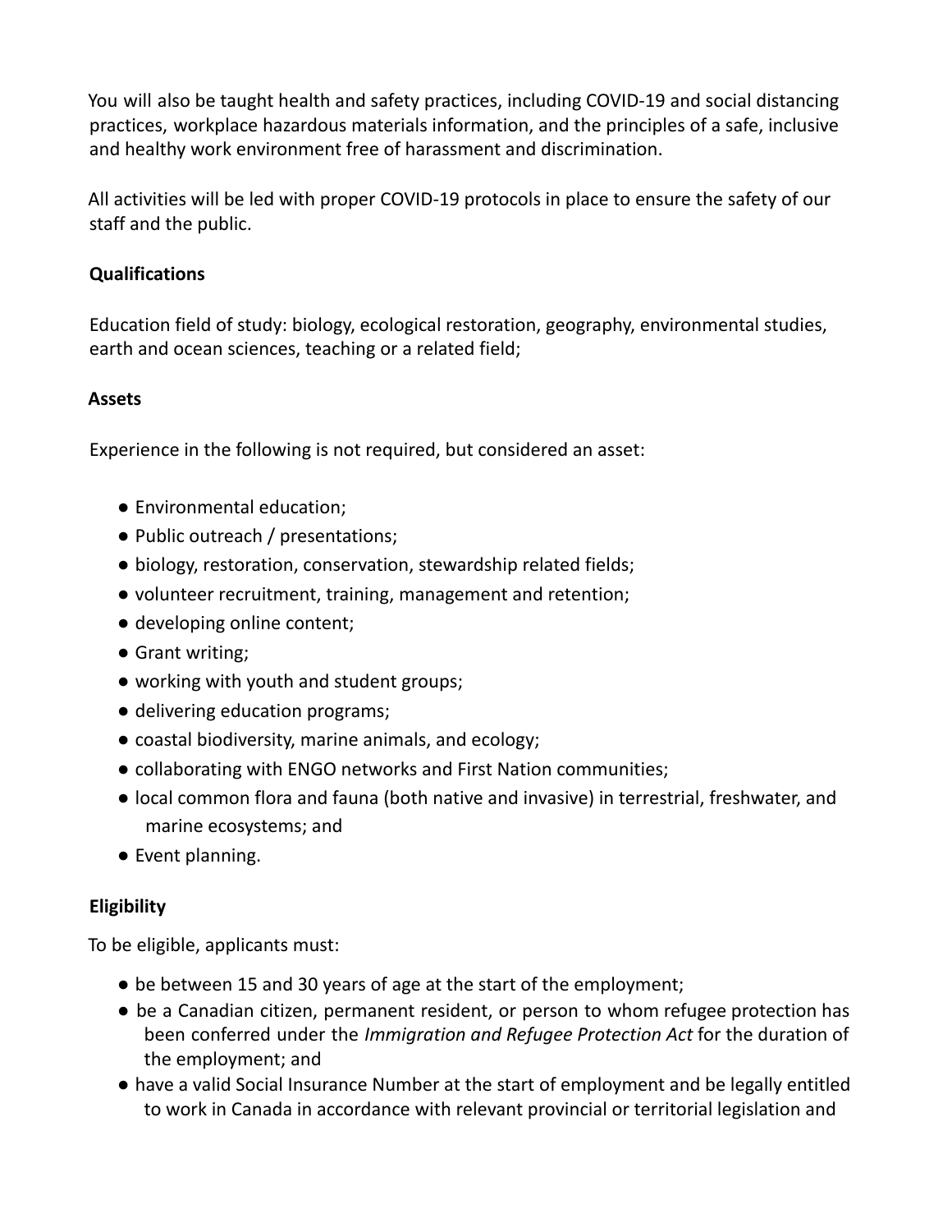You will also be taught health and safety practices, including COVID-19 and social distancing practices, workplace hazardous materials information, and the principles of a safe, inclusive and healthy work environment free of harassment and discrimination.

All activities will be led with proper COVID-19 protocols in place to ensure the safety of our staff and the public.

**Qualifications**

Education field of study: biology, ecological restoration, geography, environmental studies, earth and ocean sciences, teaching or a related field;

**Assets**

Experience in the following is not required, but considered an asset:

- Environmental education;
- Public outreach / presentations;
- biology, restoration, conservation, stewardship related fields;
- volunteer recruitment, training, management and retention;
- developing online content;
- Grant writing;
- working with youth and student groups;
- delivering education programs;
- coastal biodiversity, marine animals, and ecology;
- collaborating with ENGO networks and First Nation communities;
- local common flora and fauna (both native and invasive) in terrestrial, freshwater, and marine ecosystems; and
- Event planning.

**Eligibility**

To be eligible, applicants must:

- be between 15 and 30 years of age at the start of the employment;
- be a Canadian citizen, permanent resident, or person to whom refugee protection has been conferred under the *Immigration and Refugee Protection Act* for the duration of the employment; and
- have a valid Social Insurance Number at the start of employment and be legally entitled to work in Canada in accordance with relevant provincial or territorial legislation and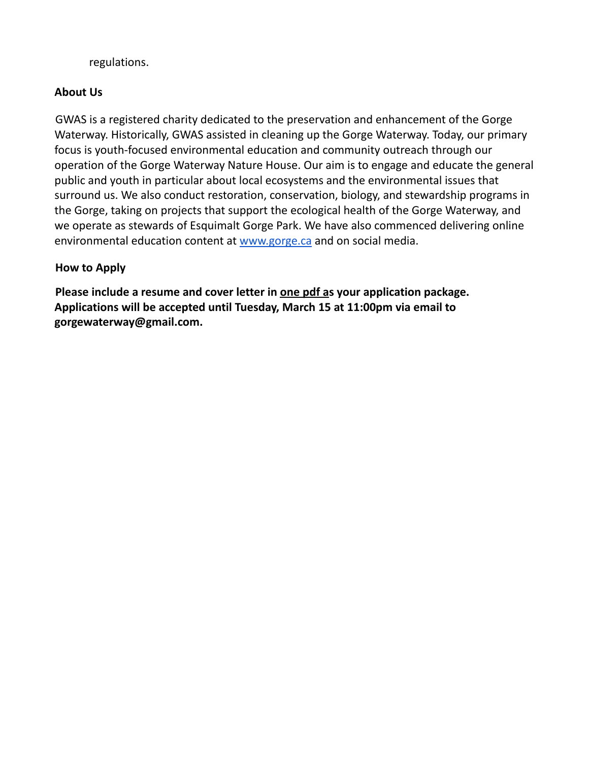regulations.

**About Us**

GWAS is a registered charity dedicated to the preservation and enhancement of the Gorge Waterway. Historically, GWAS assisted in cleaning up the Gorge Waterway. Today, our primary focus is youth-focused environmental education and community outreach through our operation of the Gorge Waterway Nature House. Our aim is to engage and educate the general public and youth in particular about local ecosystems and the environmental issues that surround us. We also conduct restoration, conservation, biology, and stewardship programs in the Gorge, taking on projects that support the ecological health of the Gorge Waterway, and we operate as stewards of Esquimalt Gorge Park. We have also commenced delivering online environmental education content at [www.gorge.ca](http://www.gorge.ca) and on social media.

**How to Apply**

**Please include a resume and cover letter in <u>one pdf a</u>s your application package. Applications will be accepted until Tuesday, March 15 at 11:00pm via email to gorgewaterway@gmail.com.**